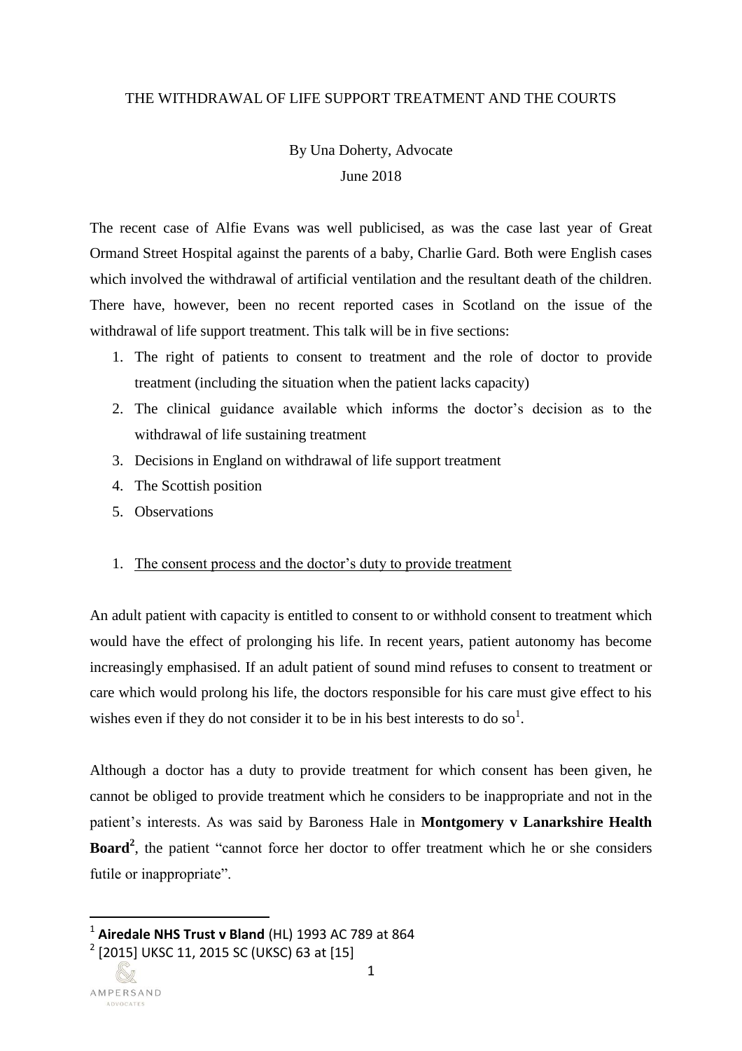# THE WITHDRAWAL OF LIFE SUPPORT TREATMENT AND THE COURTS

By Una Doherty, Advocate

June 2018

The recent case of Alfie Evans was well publicised, as was the case last year of Great Ormand Street Hospital against the parents of a baby, Charlie Gard. Both were English cases which involved the withdrawal of artificial ventilation and the resultant death of the children. There have, however, been no recent reported cases in Scotland on the issue of the withdrawal of life support treatment. This talk will be in five sections:

1. The right of patients to consent to treatment and the role of doctor to provide treatment (including the situation when the patient lacks capacity)
2. The clinical guidance available which informs the doctor's decision as to the withdrawal of life sustaining treatment
3. Decisions in England on withdrawal of life support treatment
4. The Scottish position
5. Observations

## 1. The consent process and the doctor's duty to provide treatment

An adult patient with capacity is entitled to consent to or withhold consent to treatment which would have the effect of prolonging his life. In recent years, patient autonomy has become increasingly emphasised. If an adult patient of sound mind refuses to consent to treatment or care which would prolong his life, the doctors responsible for his care must give effect to his wishes even if they do not consider it to be in his best interests to do so[1].

Although a doctor has a duty to provide treatment for which consent has been given, he cannot be obliged to provide treatment which he considers to be inappropriate and not in the patient's interests. As was said by Baroness Hale in **Montgomery v Lanarkshire Health Board**[2], the patient "cannot force her doctor to offer treatment which he or she considers futile or inappropriate".

---

[1] **Airedale NHS Trust v Bland** (HL) 1993 AC 789 at 864

[2] [2015] UKSC 11, 2015 SC (UKSC) 63 at [15]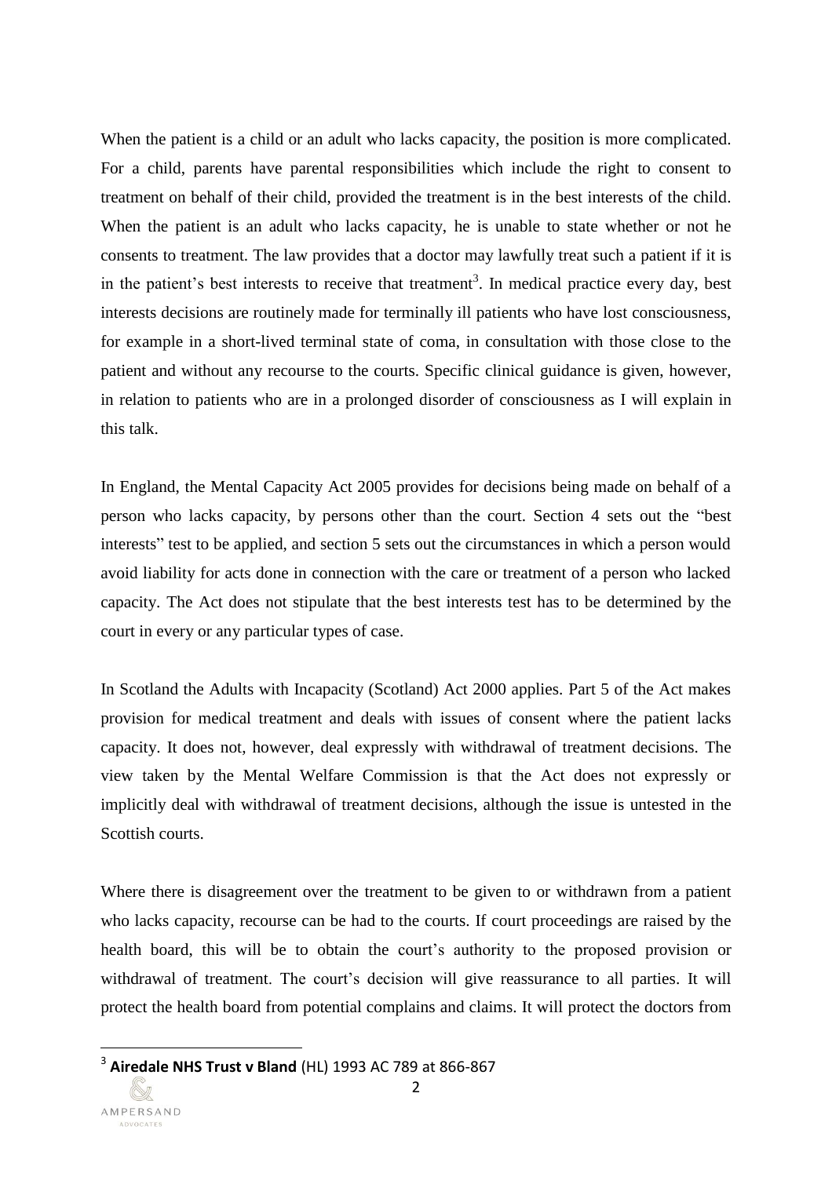When the patient is a child or an adult who lacks capacity, the position is more complicated. For a child, parents have parental responsibilities which include the right to consent to treatment on behalf of their child, provided the treatment is in the best interests of the child. When the patient is an adult who lacks capacity, he is unable to state whether or not he consents to treatment. The law provides that a doctor may lawfully treat such a patient if it is in the patient's best interests to receive that treatment[3]. In medical practice every day, best interests decisions are routinely made for terminally ill patients who have lost consciousness, for example in a short-lived terminal state of coma, in consultation with those close to the patient and without any recourse to the courts. Specific clinical guidance is given, however, in relation to patients who are in a prolonged disorder of consciousness as I will explain in this talk.

In England, the Mental Capacity Act 2005 provides for decisions being made on behalf of a person who lacks capacity, by persons other than the court. Section 4 sets out the "best interests" test to be applied, and section 5 sets out the circumstances in which a person would avoid liability for acts done in connection with the care or treatment of a person who lacked capacity. The Act does not stipulate that the best interests test has to be determined by the court in every or any particular types of case.

In Scotland the Adults with Incapacity (Scotland) Act 2000 applies. Part 5 of the Act makes provision for medical treatment and deals with issues of consent where the patient lacks capacity. It does not, however, deal expressly with withdrawal of treatment decisions. The view taken by the Mental Welfare Commission is that the Act does not expressly or implicitly deal with withdrawal of treatment decisions, although the issue is untested in the Scottish courts.

Where there is disagreement over the treatment to be given to or withdrawn from a patient who lacks capacity, recourse can be had to the courts. If court proceedings are raised by the health board, this will be to obtain the court's authority to the proposed provision or withdrawal of treatment. The court's decision will give reassurance to all parties. It will protect the health board from potential complains and claims. It will protect the doctors from

---

[3] **Airedale NHS Trust v Bland** (HL) 1993 AC 789 at 866-867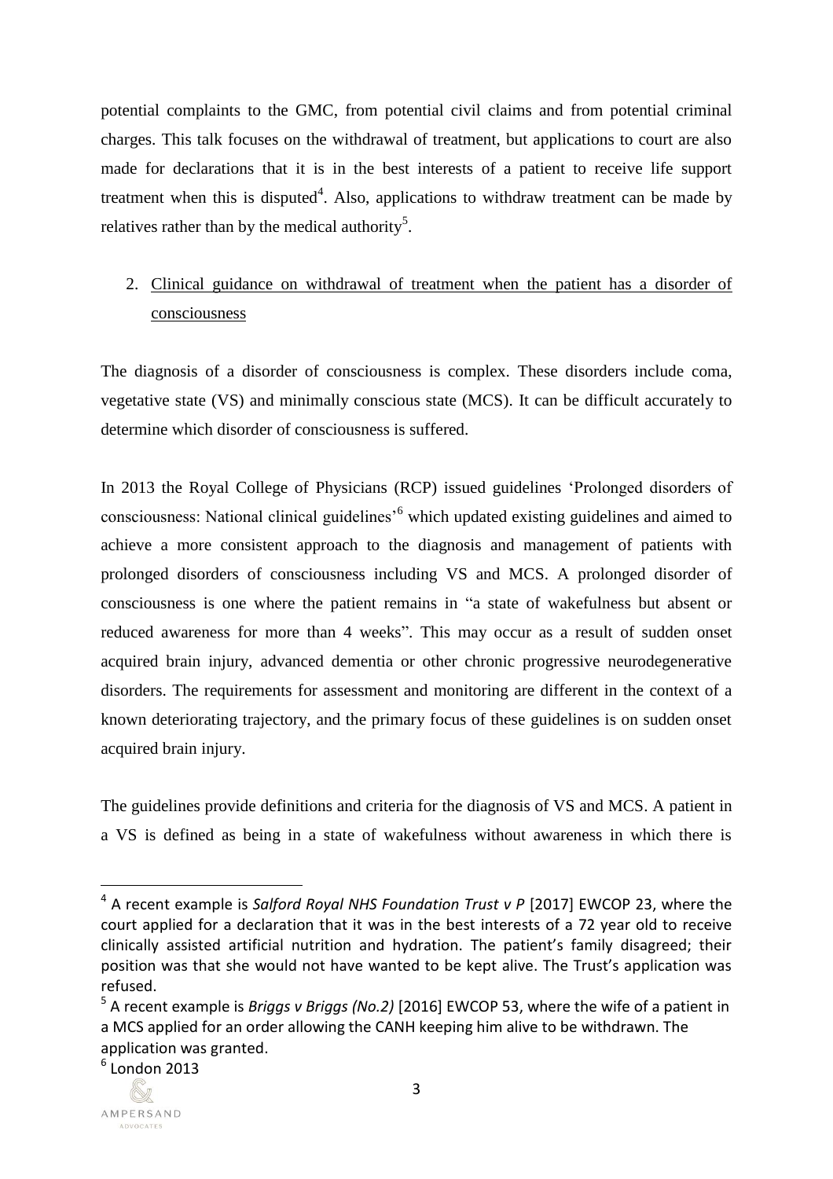potential complaints to the GMC, from potential civil claims and from potential criminal charges. This talk focuses on the withdrawal of treatment, but applications to court are also made for declarations that it is in the best interests of a patient to receive life support treatment when this is disputed[4]. Also, applications to withdraw treatment can be made by relatives rather than by the medical authority[5].

## 2. Clinical guidance on withdrawal of treatment when the patient has a disorder of consciousness

The diagnosis of a disorder of consciousness is complex. These disorders include coma, vegetative state (VS) and minimally conscious state (MCS). It can be difficult accurately to determine which disorder of consciousness is suffered.

In 2013 the Royal College of Physicians (RCP) issued guidelines 'Prolonged disorders of consciousness: National clinical guidelines'[6] which updated existing guidelines and aimed to achieve a more consistent approach to the diagnosis and management of patients with prolonged disorders of consciousness including VS and MCS. A prolonged disorder of consciousness is one where the patient remains in "a state of wakefulness but absent or reduced awareness for more than 4 weeks". This may occur as a result of sudden onset acquired brain injury, advanced dementia or other chronic progressive neurodegenerative disorders. The requirements for assessment and monitoring are different in the context of a known deteriorating trajectory, and the primary focus of these guidelines is on sudden onset acquired brain injury.

The guidelines provide definitions and criteria for the diagnosis of VS and MCS. A patient in a VS is defined as being in a state of wakefulness without awareness in which there is

---

[4] A recent example is *Salford Royal NHS Foundation Trust v P* [2017] EWCOP 23, where the court applied for a declaration that it was in the best interests of a 72 year old to receive clinically assisted artificial nutrition and hydration. The patient's family disagreed; their position was that she would not have wanted to be kept alive. The Trust's application was refused.

[5] A recent example is *Briggs v Briggs (No.2)* [2016] EWCOP 53, where the wife of a patient in a MCS applied for an order allowing the CANH keeping him alive to be withdrawn. The application was granted.

[6] London 2013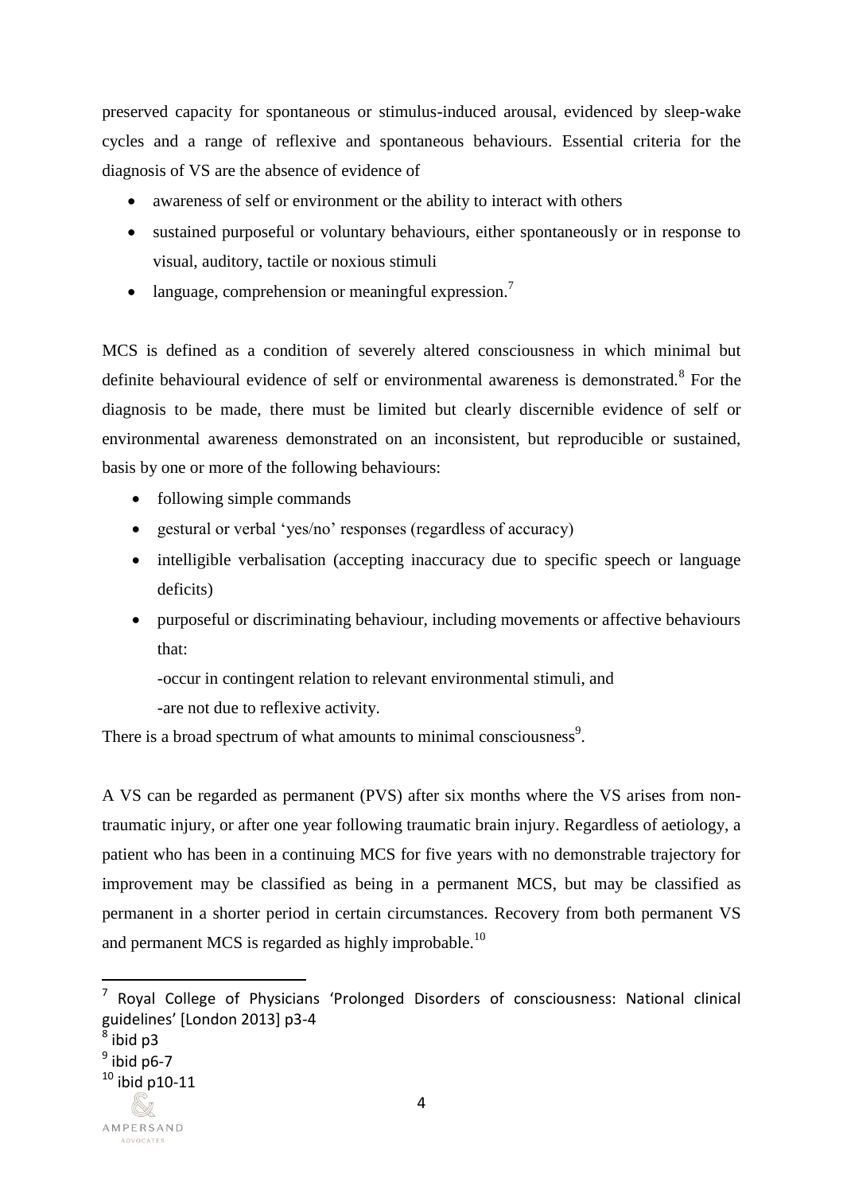preserved capacity for spontaneous or stimulus-induced arousal, evidenced by sleep-wake cycles and a range of reflexive and spontaneous behaviours. Essential criteria for the diagnosis of VS are the absence of evidence of

- awareness of self or environment or the ability to interact with others
- sustained purposeful or voluntary behaviours, either spontaneously or in response to visual, auditory, tactile or noxious stimuli
- language, comprehension or meaningful expression.[7]

MCS is defined as a condition of severely altered consciousness in which minimal but definite behavioural evidence of self or environmental awareness is demonstrated.[8] For the diagnosis to be made, there must be limited but clearly discernible evidence of self or environmental awareness demonstrated on an inconsistent, but reproducible or sustained, basis by one or more of the following behaviours:

- following simple commands
- gestural or verbal 'yes/no' responses (regardless of accuracy)
- intelligible verbalisation (accepting inaccuracy due to specific speech or language deficits)
- purposeful or discriminating behaviour, including movements or affective behaviours that:
  - -occur in contingent relation to relevant environmental stimuli, and
  - -are not due to reflexive activity.

There is a broad spectrum of what amounts to minimal consciousness[9].

A VS can be regarded as permanent (PVS) after six months where the VS arises from non-traumatic injury, or after one year following traumatic brain injury. Regardless of aetiology, a patient who has been in a continuing MCS for five years with no demonstrable trajectory for improvement may be classified as being in a permanent MCS, but may be classified as permanent in a shorter period in certain circumstances. Recovery from both permanent VS and permanent MCS is regarded as highly improbable.[10]

---

[7] Royal College of Physicians 'Prolonged Disorders of consciousness: National clinical guidelines' [London 2013] p3-4

[8] ibid p3

[9] ibid p6-7

[10] ibid p10-11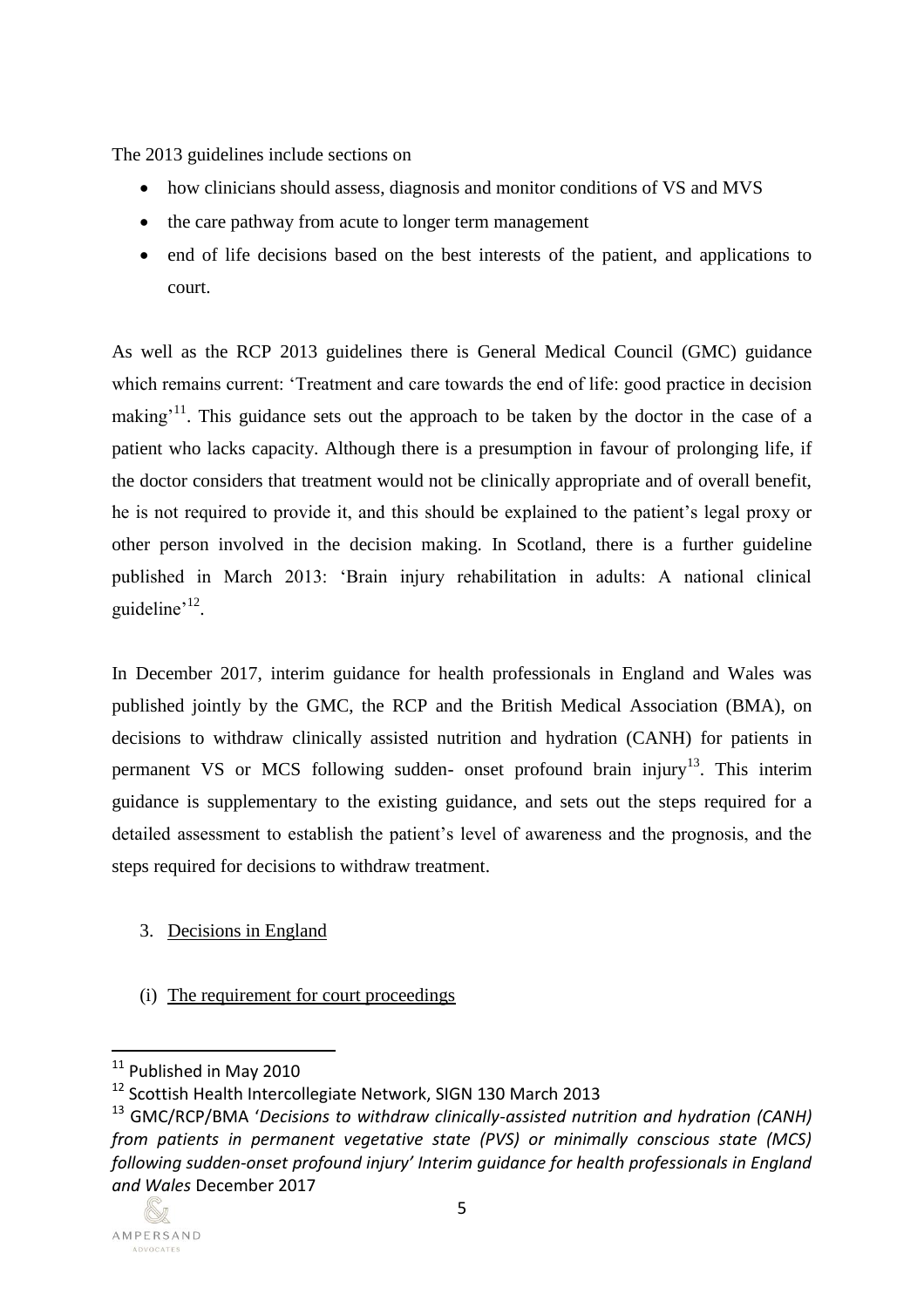The 2013 guidelines include sections on

- how clinicians should assess, diagnosis and monitor conditions of VS and MVS
- the care pathway from acute to longer term management
- end of life decisions based on the best interests of the patient, and applications to court.

As well as the RCP 2013 guidelines there is General Medical Council (GMC) guidance which remains current: 'Treatment and care towards the end of life: good practice in decision making'[11]. This guidance sets out the approach to be taken by the doctor in the case of a patient who lacks capacity. Although there is a presumption in favour of prolonging life, if the doctor considers that treatment would not be clinically appropriate and of overall benefit, he is not required to provide it, and this should be explained to the patient's legal proxy or other person involved in the decision making. In Scotland, there is a further guideline published in March 2013: 'Brain injury rehabilitation in adults: A national clinical guideline'[12].

In December 2017, interim guidance for health professionals in England and Wales was published jointly by the GMC, the RCP and the British Medical Association (BMA), on decisions to withdraw clinically assisted nutrition and hydration (CANH) for patients in permanent VS or MCS following sudden- onset profound brain injury[13]. This interim guidance is supplementary to the existing guidance, and sets out the steps required for a detailed assessment to establish the patient's level of awareness and the prognosis, and the steps required for decisions to withdraw treatment.

3. Decisions in England

(i) The requirement for court proceedings

---

[11] Published in May 2010

[12] Scottish Health Intercollegiate Network, SIGN 130 March 2013

[13] GMC/RCP/BMA '*Decisions to withdraw clinically-assisted nutrition and hydration (CANH) from patients in permanent vegetative state (PVS) or minimally conscious state (MCS) following sudden-onset profound injury' Interim guidance for health professionals in England and Wales* December 2017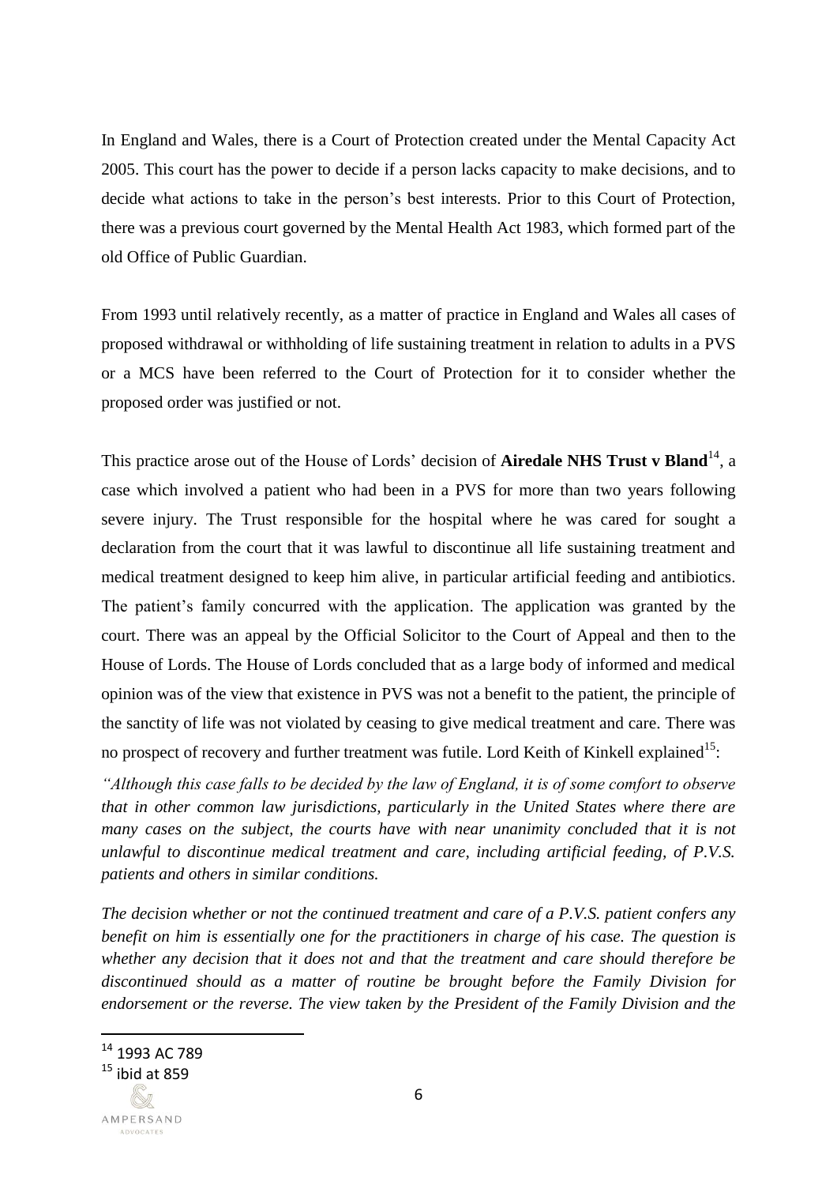In England and Wales, there is a Court of Protection created under the Mental Capacity Act 2005. This court has the power to decide if a person lacks capacity to make decisions, and to decide what actions to take in the person's best interests. Prior to this Court of Protection, there was a previous court governed by the Mental Health Act 1983, which formed part of the old Office of Public Guardian.

From 1993 until relatively recently, as a matter of practice in England and Wales all cases of proposed withdrawal or withholding of life sustaining treatment in relation to adults in a PVS or a MCS have been referred to the Court of Protection for it to consider whether the proposed order was justified or not.

This practice arose out of the House of Lords' decision of **Airedale NHS Trust v Bland**[14], a case which involved a patient who had been in a PVS for more than two years following severe injury. The Trust responsible for the hospital where he was cared for sought a declaration from the court that it was lawful to discontinue all life sustaining treatment and medical treatment designed to keep him alive, in particular artificial feeding and antibiotics. The patient's family concurred with the application. The application was granted by the court. There was an appeal by the Official Solicitor to the Court of Appeal and then to the House of Lords. The House of Lords concluded that as a large body of informed and medical opinion was of the view that existence in PVS was not a benefit to the patient, the principle of the sanctity of life was not violated by ceasing to give medical treatment and care. There was no prospect of recovery and further treatment was futile. Lord Keith of Kinkell explained[15]:

*"Although this case falls to be decided by the law of England, it is of some comfort to observe that in other common law jurisdictions, particularly in the United States where there are many cases on the subject, the courts have with near unanimity concluded that it is not unlawful to discontinue medical treatment and care, including artificial feeding, of P.V.S. patients and others in similar conditions.*

*The decision whether or not the continued treatment and care of a P.V.S. patient confers any benefit on him is essentially one for the practitioners in charge of his case. The question is whether any decision that it does not and that the treatment and care should therefore be discontinued should as a matter of routine be brought before the Family Division for endorsement or the reverse. The view taken by the President of the Family Division and the*

---

[14] 1993 AC 789

[15] ibid at 859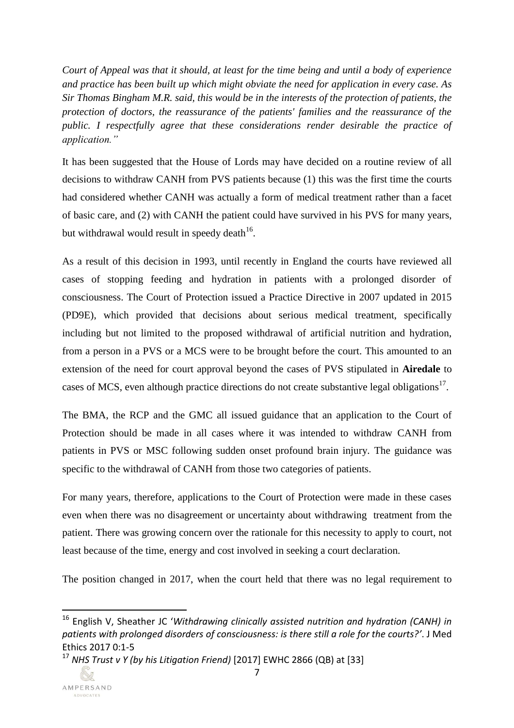*Court of Appeal was that it should, at least for the time being and until a body of experience and practice has been built up which might obviate the need for application in every case. As Sir Thomas Bingham M.R. said, this would be in the interests of the protection of patients, the protection of doctors, the reassurance of the patients' families and the reassurance of the public. I respectfully agree that these considerations render desirable the practice of application."*

It has been suggested that the House of Lords may have decided on a routine review of all decisions to withdraw CANH from PVS patients because (1) this was the first time the courts had considered whether CANH was actually a form of medical treatment rather than a facet of basic care, and (2) with CANH the patient could have survived in his PVS for many years, but withdrawal would result in speedy death[16].

As a result of this decision in 1993, until recently in England the courts have reviewed all cases of stopping feeding and hydration in patients with a prolonged disorder of consciousness. The Court of Protection issued a Practice Directive in 2007 updated in 2015 (PD9E), which provided that decisions about serious medical treatment, specifically including but not limited to the proposed withdrawal of artificial nutrition and hydration, from a person in a PVS or a MCS were to be brought before the court. This amounted to an extension of the need for court approval beyond the cases of PVS stipulated in **Airedale** to cases of MCS, even although practice directions do not create substantive legal obligations[17].

The BMA, the RCP and the GMC all issued guidance that an application to the Court of Protection should be made in all cases where it was intended to withdraw CANH from patients in PVS or MSC following sudden onset profound brain injury. The guidance was specific to the withdrawal of CANH from those two categories of patients.

For many years, therefore, applications to the Court of Protection were made in these cases even when there was no disagreement or uncertainty about withdrawing treatment from the patient. There was growing concern over the rationale for this necessity to apply to court, not least because of the time, energy and cost involved in seeking a court declaration.

The position changed in 2017, when the court held that there was no legal requirement to

---

[16] English V, Sheather JC '*Withdrawing clinically assisted nutrition and hydration (CANH) in patients with prolonged disorders of consciousness: is there still a role for the courts?'*. J Med Ethics 2017 0:1-5

[17] *NHS Trust v Y (by his Litigation Friend)* [2017] EWHC 2866 (QB) at [33]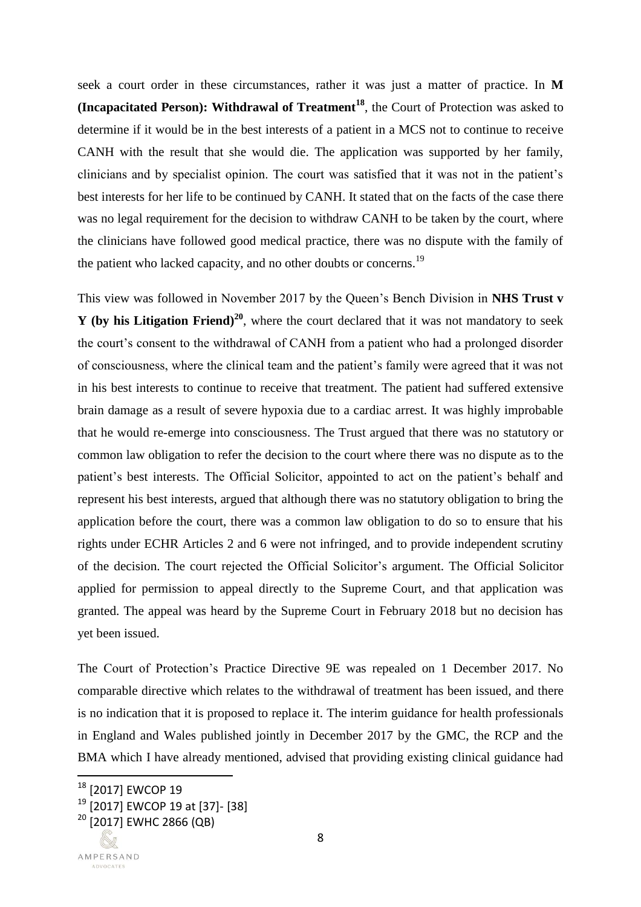seek a court order in these circumstances, rather it was just a matter of practice. In **M (Incapacitated Person): Withdrawal of Treatment**[18], the Court of Protection was asked to determine if it would be in the best interests of a patient in a MCS not to continue to receive CANH with the result that she would die. The application was supported by her family, clinicians and by specialist opinion. The court was satisfied that it was not in the patient's best interests for her life to be continued by CANH. It stated that on the facts of the case there was no legal requirement for the decision to withdraw CANH to be taken by the court, where the clinicians have followed good medical practice, there was no dispute with the family of the patient who lacked capacity, and no other doubts or concerns.[19]

This view was followed in November 2017 by the Queen's Bench Division in **NHS Trust v Y (by his Litigation Friend)**[20], where the court declared that it was not mandatory to seek the court's consent to the withdrawal of CANH from a patient who had a prolonged disorder of consciousness, where the clinical team and the patient's family were agreed that it was not in his best interests to continue to receive that treatment. The patient had suffered extensive brain damage as a result of severe hypoxia due to a cardiac arrest. It was highly improbable that he would re-emerge into consciousness. The Trust argued that there was no statutory or common law obligation to refer the decision to the court where there was no dispute as to the patient's best interests. The Official Solicitor, appointed to act on the patient's behalf and represent his best interests, argued that although there was no statutory obligation to bring the application before the court, there was a common law obligation to do so to ensure that his rights under ECHR Articles 2 and 6 were not infringed, and to provide independent scrutiny of the decision. The court rejected the Official Solicitor's argument. The Official Solicitor applied for permission to appeal directly to the Supreme Court, and that application was granted. The appeal was heard by the Supreme Court in February 2018 but no decision has yet been issued.

The Court of Protection's Practice Directive 9E was repealed on 1 December 2017. No comparable directive which relates to the withdrawal of treatment has been issued, and there is no indication that it is proposed to replace it. The interim guidance for health professionals in England and Wales published jointly in December 2017 by the GMC, the RCP and the BMA which I have already mentioned, advised that providing existing clinical guidance had

[18] [2017] EWCOP 19

[19] [2017] EWCOP 19 at [37]- [38]

[20] [2017] EWHC 2866 (QB)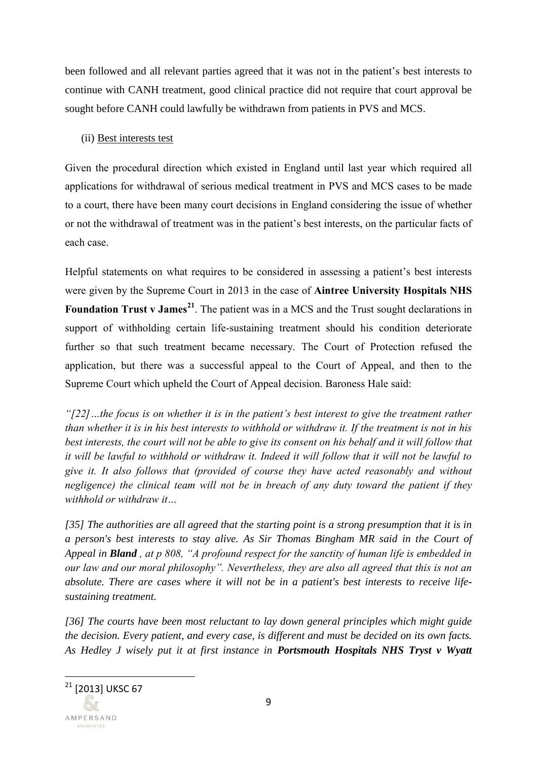been followed and all relevant parties agreed that it was not in the patient's best interests to continue with CANH treatment, good clinical practice did not require that court approval be sought before CANH could lawfully be withdrawn from patients in PVS and MCS.

(ii) Best interests test

Given the procedural direction which existed in England until last year which required all applications for withdrawal of serious medical treatment in PVS and MCS cases to be made to a court, there have been many court decisions in England considering the issue of whether or not the withdrawal of treatment was in the patient's best interests, on the particular facts of each case.

Helpful statements on what requires to be considered in assessing a patient's best interests were given by the Supreme Court in 2013 in the case of **Aintree University Hospitals NHS Foundation Trust v James**[21]. The patient was in a MCS and the Trust sought declarations in support of withholding certain life-sustaining treatment should his condition deteriorate further so that such treatment became necessary. The Court of Protection refused the application, but there was a successful appeal to the Court of Appeal, and then to the Supreme Court which upheld the Court of Appeal decision. Baroness Hale said:

*"[22]…the focus is on whether it is in the patient's best interest to give the treatment rather than whether it is in his best interests to withhold or withdraw it. If the treatment is not in his best interests, the court will not be able to give its consent on his behalf and it will follow that it will be lawful to withhold or withdraw it. Indeed it will follow that it will not be lawful to give it. It also follows that (provided of course they have acted reasonably and without negligence) the clinical team will not be in breach of any duty toward the patient if they withhold or withdraw it…*

*[35] The authorities are all agreed that the starting point is a strong presumption that it is in a person's best interests to stay alive. As Sir Thomas Bingham MR said in the Court of Appeal in **Bland** , at p 808, "A profound respect for the sanctity of human life is embedded in our law and our moral philosophy". Nevertheless, they are also all agreed that this is not an absolute. There are cases where it will not be in a patient's best interests to receive life-sustaining treatment.*

*[36] The courts have been most reluctant to lay down general principles which might guide the decision. Every patient, and every case, is different and must be decided on its own facts. As Hedley J wisely put it at first instance in **Portsmouth Hospitals NHS Tryst v Wyatt***

[21] [2013] UKSC 67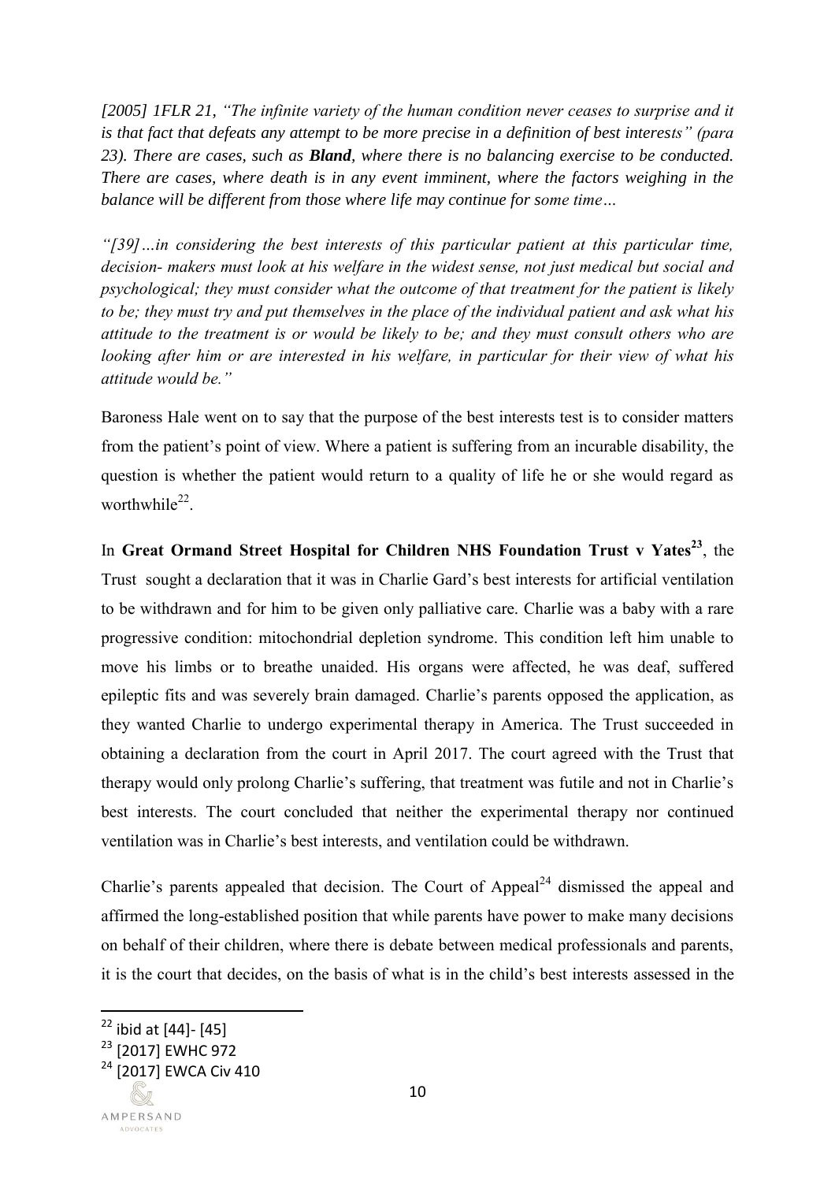*[2005] 1FLR 21, "The infinite variety of the human condition never ceases to surprise and it is that fact that defeats any attempt to be more precise in a definition of best interests" (para 23). There are cases, such as **Bland**, where there is no balancing exercise to be conducted. There are cases, where death is in any event imminent, where the factors weighing in the balance will be different from those where life may continue for some time…*

*"[39]…in considering the best interests of this particular patient at this particular time, decision- makers must look at his welfare in the widest sense, not just medical but social and psychological; they must consider what the outcome of that treatment for the patient is likely to be; they must try and put themselves in the place of the individual patient and ask what his attitude to the treatment is or would be likely to be; and they must consult others who are looking after him or are interested in his welfare, in particular for their view of what his attitude would be."*

Baroness Hale went on to say that the purpose of the best interests test is to consider matters from the patient's point of view. Where a patient is suffering from an incurable disability, the question is whether the patient would return to a quality of life he or she would regard as worthwhile[22].

In **Great Ormand Street Hospital for Children NHS Foundation Trust v Yates**[23], the Trust sought a declaration that it was in Charlie Gard's best interests for artificial ventilation to be withdrawn and for him to be given only palliative care. Charlie was a baby with a rare progressive condition: mitochondrial depletion syndrome. This condition left him unable to move his limbs or to breathe unaided. His organs were affected, he was deaf, suffered epileptic fits and was severely brain damaged. Charlie's parents opposed the application, as they wanted Charlie to undergo experimental therapy in America. The Trust succeeded in obtaining a declaration from the court in April 2017. The court agreed with the Trust that therapy would only prolong Charlie's suffering, that treatment was futile and not in Charlie's best interests. The court concluded that neither the experimental therapy nor continued ventilation was in Charlie's best interests, and ventilation could be withdrawn.

Charlie's parents appealed that decision. The Court of Appeal[24] dismissed the appeal and affirmed the long-established position that while parents have power to make many decisions on behalf of their children, where there is debate between medical professionals and parents, it is the court that decides, on the basis of what is in the child's best interests assessed in the

[22] ibid at [44]- [45]

[23] [2017] EWHC 972

[24] [2017] EWCA Civ 410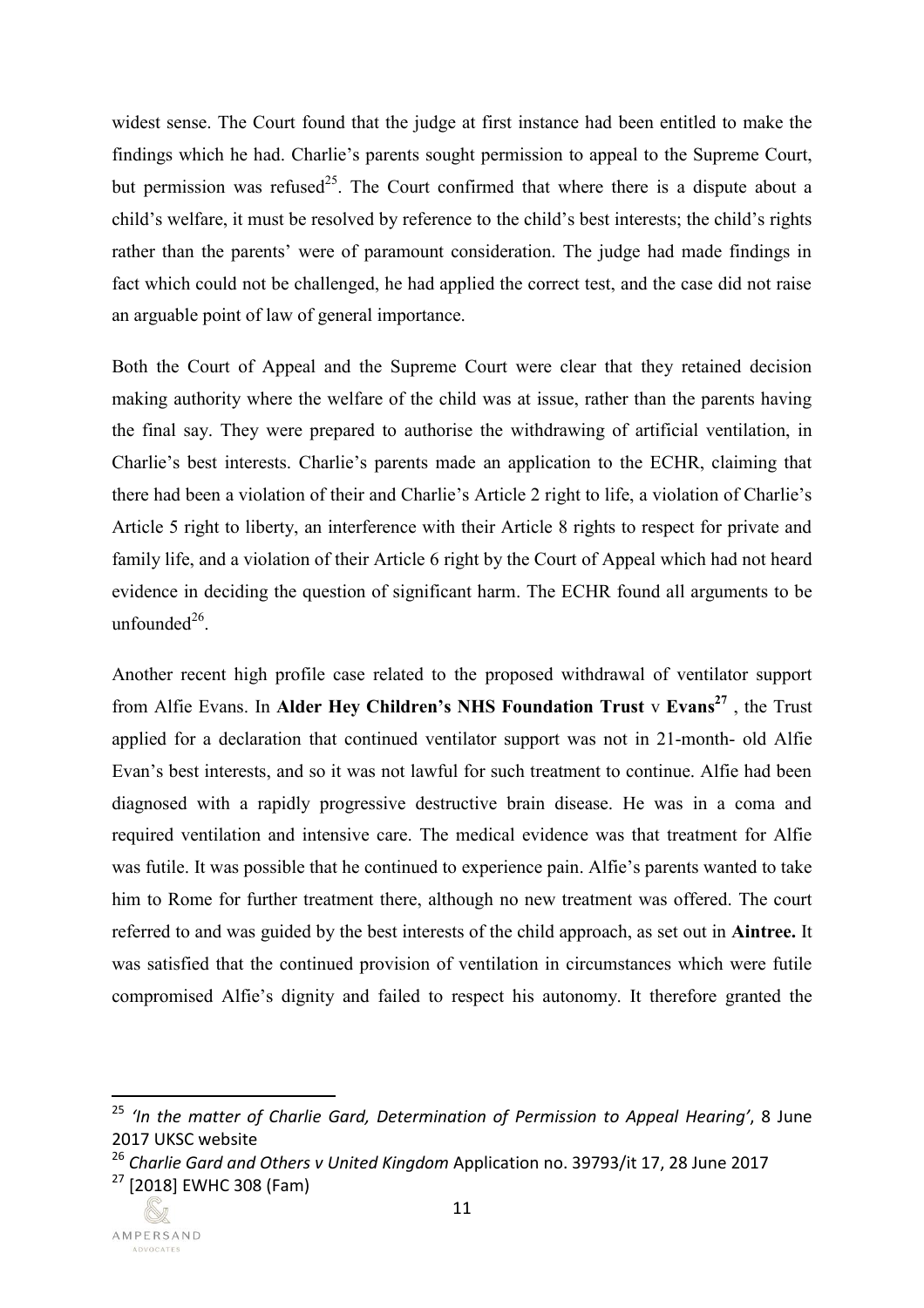widest sense. The Court found that the judge at first instance had been entitled to make the findings which he had. Charlie's parents sought permission to appeal to the Supreme Court, but permission was refused[25]. The Court confirmed that where there is a dispute about a child's welfare, it must be resolved by reference to the child's best interests; the child's rights rather than the parents' were of paramount consideration. The judge had made findings in fact which could not be challenged, he had applied the correct test, and the case did not raise an arguable point of law of general importance.

Both the Court of Appeal and the Supreme Court were clear that they retained decision making authority where the welfare of the child was at issue, rather than the parents having the final say. They were prepared to authorise the withdrawing of artificial ventilation, in Charlie's best interests. Charlie's parents made an application to the ECHR, claiming that there had been a violation of their and Charlie's Article 2 right to life, a violation of Charlie's Article 5 right to liberty, an interference with their Article 8 rights to respect for private and family life, and a violation of their Article 6 right by the Court of Appeal which had not heard evidence in deciding the question of significant harm. The ECHR found all arguments to be unfounded[26].

Another recent high profile case related to the proposed withdrawal of ventilator support from Alfie Evans. In **Alder Hey Children's NHS Foundation Trust** v **Evans**[27] , the Trust applied for a declaration that continued ventilator support was not in 21-month- old Alfie Evan's best interests, and so it was not lawful for such treatment to continue. Alfie had been diagnosed with a rapidly progressive destructive brain disease. He was in a coma and required ventilation and intensive care. The medical evidence was that treatment for Alfie was futile. It was possible that he continued to experience pain. Alfie's parents wanted to take him to Rome for further treatment there, although no new treatment was offered. The court referred to and was guided by the best interests of the child approach, as set out in **Aintree.** It was satisfied that the continued provision of ventilation in circumstances which were futile compromised Alfie's dignity and failed to respect his autonomy. It therefore granted the

---

[25] *'In the matter of Charlie Gard, Determination of Permission to Appeal Hearing'*, 8 June 2017 UKSC website

[26] *Charlie Gard and Others v United Kingdom* Application no. 39793/it 17, 28 June 2017

[27] [2018] EWHC 308 (Fam)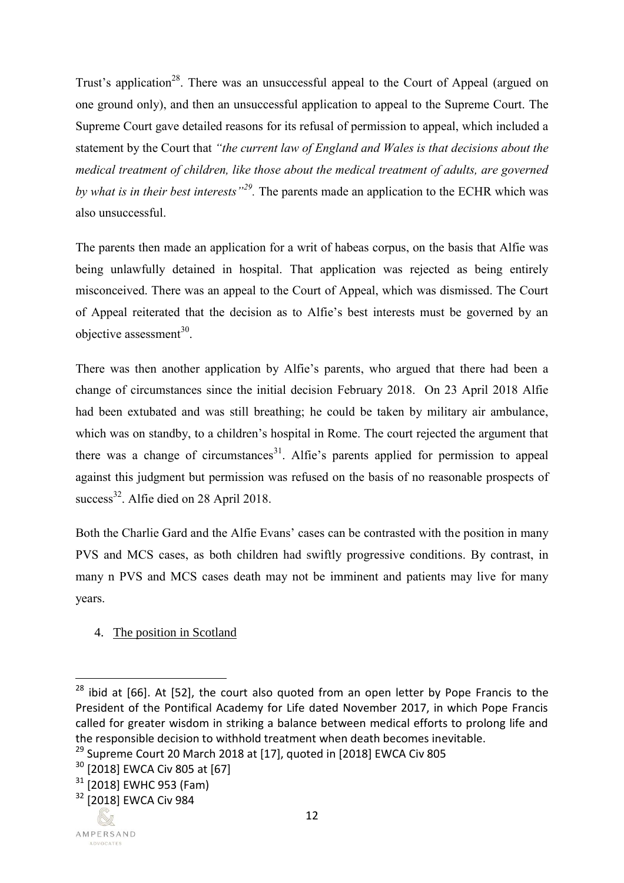Trust's application[28]. There was an unsuccessful appeal to the Court of Appeal (argued on one ground only), and then an unsuccessful application to appeal to the Supreme Court. The Supreme Court gave detailed reasons for its refusal of permission to appeal, which included a statement by the Court that *"the current law of England and Wales is that decisions about the medical treatment of children, like those about the medical treatment of adults, are governed by what is in their best interests"*[29]. The parents made an application to the ECHR which was also unsuccessful.

The parents then made an application for a writ of habeas corpus, on the basis that Alfie was being unlawfully detained in hospital. That application was rejected as being entirely misconceived. There was an appeal to the Court of Appeal, which was dismissed. The Court of Appeal reiterated that the decision as to Alfie's best interests must be governed by an objective assessment[30].

There was then another application by Alfie's parents, who argued that there had been a change of circumstances since the initial decision February 2018. On 23 April 2018 Alfie had been extubated and was still breathing; he could be taken by military air ambulance, which was on standby, to a children's hospital in Rome. The court rejected the argument that there was a change of circumstances[31]. Alfie's parents applied for permission to appeal against this judgment but permission was refused on the basis of no reasonable prospects of success[32]. Alfie died on 28 April 2018.

Both the Charlie Gard and the Alfie Evans' cases can be contrasted with the position in many PVS and MCS cases, as both children had swiftly progressive conditions. By contrast, in many n PVS and MCS cases death may not be imminent and patients may live for many years.

4. The position in Scotland

---

[28] ibid at [66]. At [52], the court also quoted from an open letter by Pope Francis to the President of the Pontifical Academy for Life dated November 2017, in which Pope Francis called for greater wisdom in striking a balance between medical efforts to prolong life and the responsible decision to withhold treatment when death becomes inevitable.

[29] Supreme Court 20 March 2018 at [17], quoted in [2018] EWCA Civ 805

[30] [2018] EWCA Civ 805 at [67]

[31] [2018] EWHC 953 (Fam)

[32] [2018] EWCA Civ 984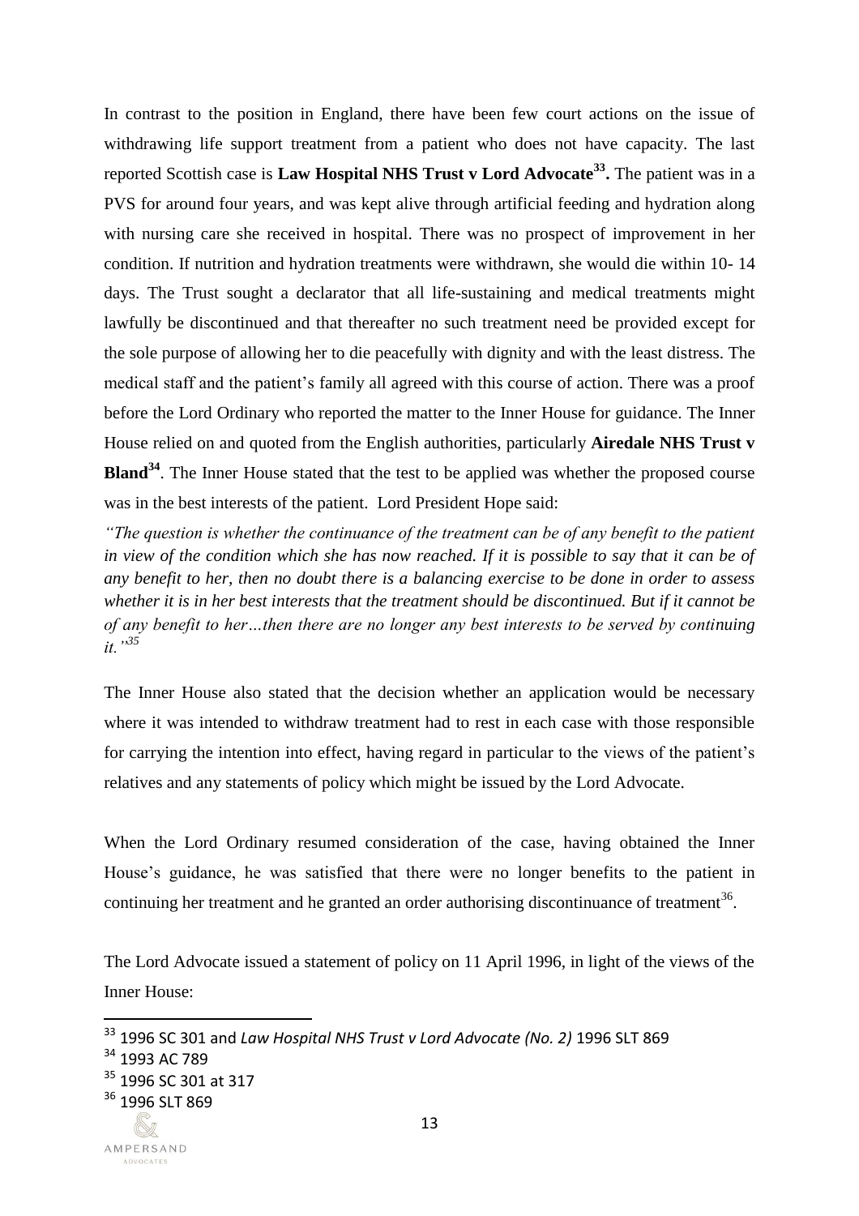In contrast to the position in England, there have been few court actions on the issue of withdrawing life support treatment from a patient who does not have capacity. The last reported Scottish case is **Law Hospital NHS Trust v Lord Advocate[33].** The patient was in a PVS for around four years, and was kept alive through artificial feeding and hydration along with nursing care she received in hospital. There was no prospect of improvement in her condition. If nutrition and hydration treatments were withdrawn, she would die within 10- 14 days. The Trust sought a declarator that all life-sustaining and medical treatments might lawfully be discontinued and that thereafter no such treatment need be provided except for the sole purpose of allowing her to die peacefully with dignity and with the least distress. The medical staff and the patient's family all agreed with this course of action. There was a proof before the Lord Ordinary who reported the matter to the Inner House for guidance. The Inner House relied on and quoted from the English authorities, particularly **Airedale NHS Trust v Bland[34]**. The Inner House stated that the test to be applied was whether the proposed course was in the best interests of the patient. Lord President Hope said:

*"The question is whether the continuance of the treatment can be of any benefit to the patient in view of the condition which she has now reached. If it is possible to say that it can be of any benefit to her, then no doubt there is a balancing exercise to be done in order to assess whether it is in her best interests that the treatment should be discontinued. But if it cannot be of any benefit to her…then there are no longer any best interests to be served by continuing it."[35]*

The Inner House also stated that the decision whether an application would be necessary where it was intended to withdraw treatment had to rest in each case with those responsible for carrying the intention into effect, having regard in particular to the views of the patient's relatives and any statements of policy which might be issued by the Lord Advocate.

When the Lord Ordinary resumed consideration of the case, having obtained the Inner House's guidance, he was satisfied that there were no longer benefits to the patient in continuing her treatment and he granted an order authorising discontinuance of treatment[36].

The Lord Advocate issued a statement of policy on 11 April 1996, in light of the views of the Inner House:

---

[33] 1996 SC 301 and *Law Hospital NHS Trust v Lord Advocate (No. 2)* 1996 SLT 869

[34] 1993 AC 789

[35] 1996 SC 301 at 317

[36] 1996 SLT 869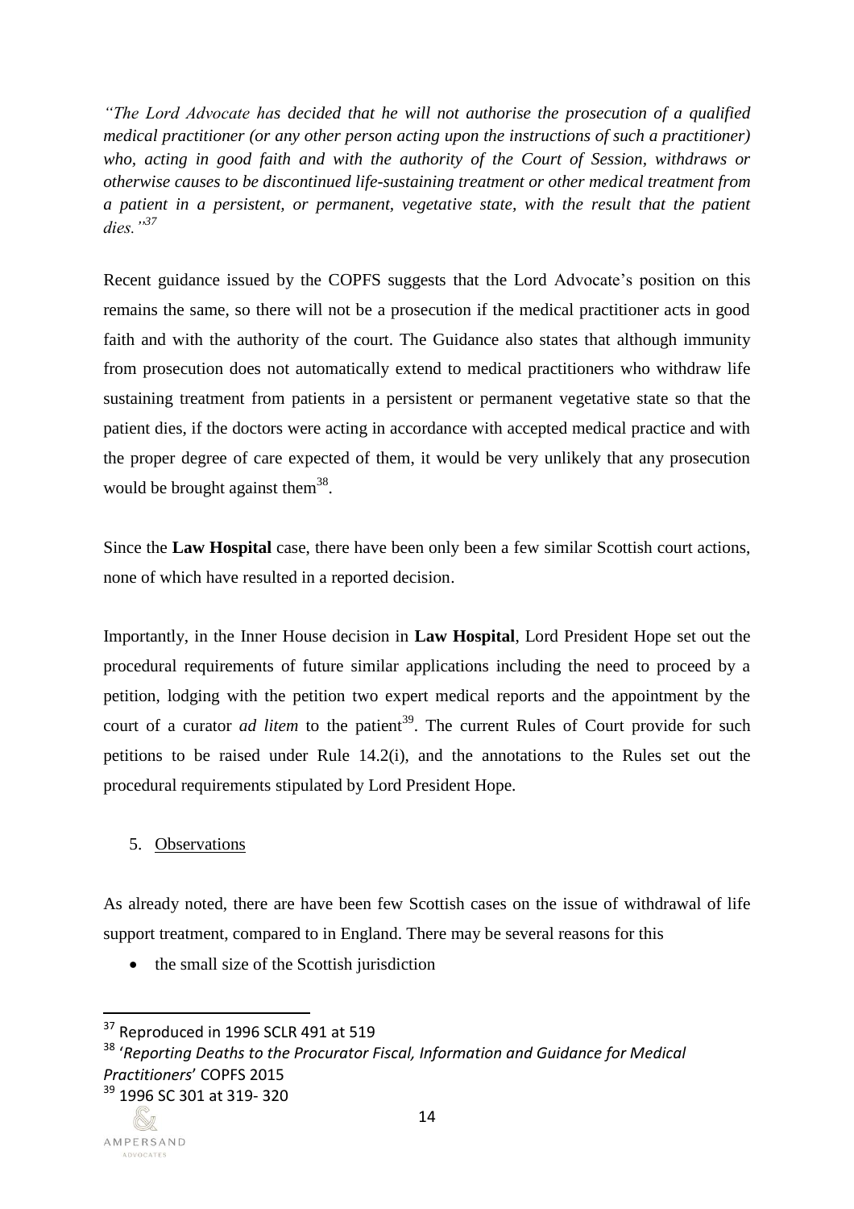*"The Lord Advocate has decided that he will not authorise the prosecution of a qualified medical practitioner (or any other person acting upon the instructions of such a practitioner) who, acting in good faith and with the authority of the Court of Session, withdraws or otherwise causes to be discontinued life-sustaining treatment or other medical treatment from a patient in a persistent, or permanent, vegetative state, with the result that the patient dies."*[37]

Recent guidance issued by the COPFS suggests that the Lord Advocate's position on this remains the same, so there will not be a prosecution if the medical practitioner acts in good faith and with the authority of the court. The Guidance also states that although immunity from prosecution does not automatically extend to medical practitioners who withdraw life sustaining treatment from patients in a persistent or permanent vegetative state so that the patient dies, if the doctors were acting in accordance with accepted medical practice and with the proper degree of care expected of them, it would be very unlikely that any prosecution would be brought against them[38].

Since the **Law Hospital** case, there have been only been a few similar Scottish court actions, none of which have resulted in a reported decision.

Importantly, in the Inner House decision in **Law Hospital**, Lord President Hope set out the procedural requirements of future similar applications including the need to proceed by a petition, lodging with the petition two expert medical reports and the appointment by the court of a curator *ad litem* to the patient[39]. The current Rules of Court provide for such petitions to be raised under Rule 14.2(i), and the annotations to the Rules set out the procedural requirements stipulated by Lord President Hope.

## 5. Observations

As already noted, there are have been few Scottish cases on the issue of withdrawal of life support treatment, compared to in England. There may be several reasons for this

- the small size of the Scottish jurisdiction

---

[37] Reproduced in 1996 SCLR 491 at 519

[38] '*Reporting Deaths to the Procurator Fiscal, Information and Guidance for Medical Practitioners*' COPFS 2015

[39] 1996 SC 301 at 319- 320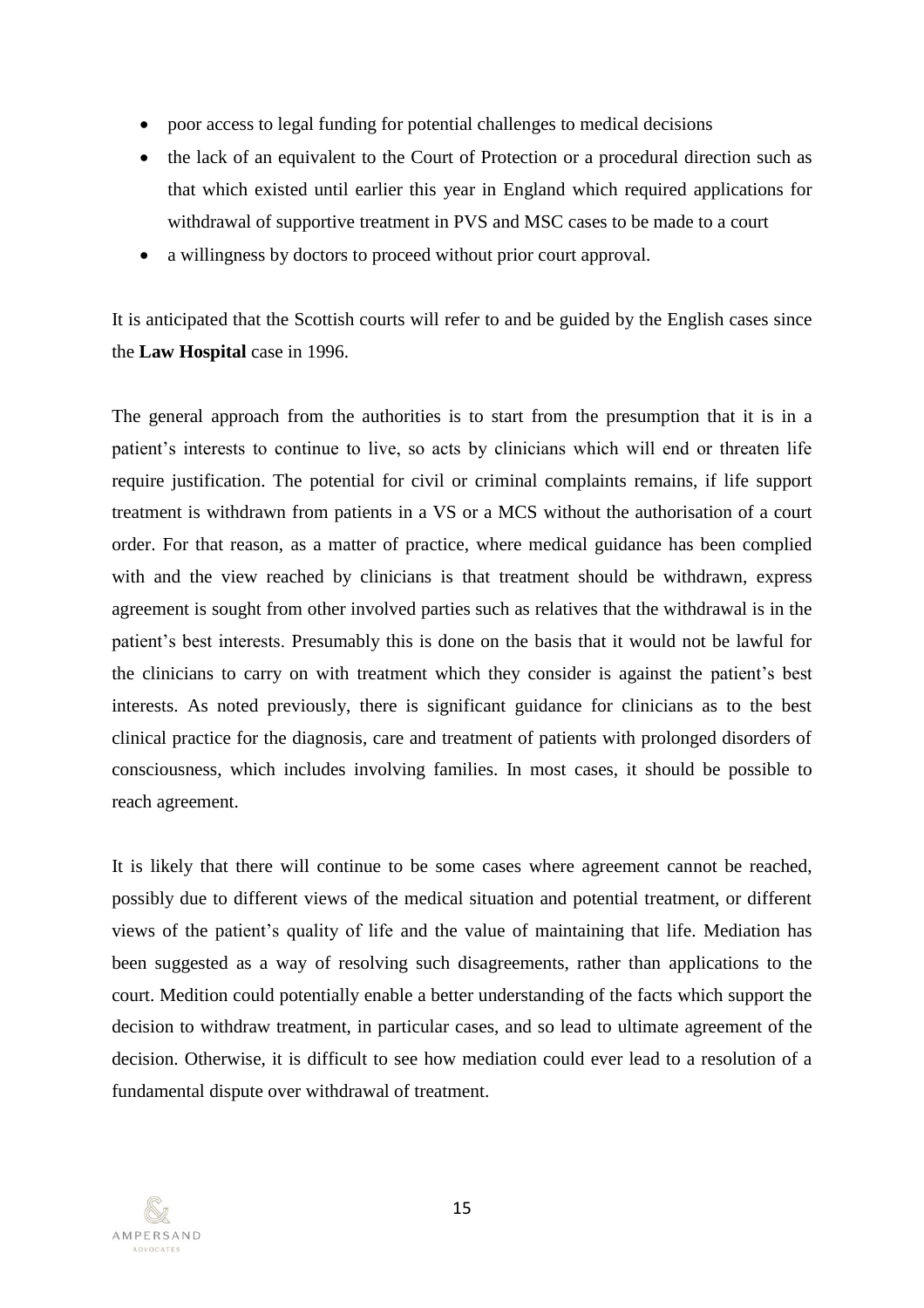- poor access to legal funding for potential challenges to medical decisions
- the lack of an equivalent to the Court of Protection or a procedural direction such as that which existed until earlier this year in England which required applications for withdrawal of supportive treatment in PVS and MSC cases to be made to a court
- a willingness by doctors to proceed without prior court approval.

It is anticipated that the Scottish courts will refer to and be guided by the English cases since the **Law Hospital** case in 1996.

The general approach from the authorities is to start from the presumption that it is in a patient's interests to continue to live, so acts by clinicians which will end or threaten life require justification. The potential for civil or criminal complaints remains, if life support treatment is withdrawn from patients in a VS or a MCS without the authorisation of a court order. For that reason, as a matter of practice, where medical guidance has been complied with and the view reached by clinicians is that treatment should be withdrawn, express agreement is sought from other involved parties such as relatives that the withdrawal is in the patient's best interests. Presumably this is done on the basis that it would not be lawful for the clinicians to carry on with treatment which they consider is against the patient's best interests. As noted previously, there is significant guidance for clinicians as to the best clinical practice for the diagnosis, care and treatment of patients with prolonged disorders of consciousness, which includes involving families. In most cases, it should be possible to reach agreement.

It is likely that there will continue to be some cases where agreement cannot be reached, possibly due to different views of the medical situation and potential treatment, or different views of the patient's quality of life and the value of maintaining that life. Mediation has been suggested as a way of resolving such disagreements, rather than applications to the court. Medition could potentially enable a better understanding of the facts which support the decision to withdraw treatment, in particular cases, and so lead to ultimate agreement of the decision. Otherwise, it is difficult to see how mediation could ever lead to a resolution of a fundamental dispute over withdrawal of treatment.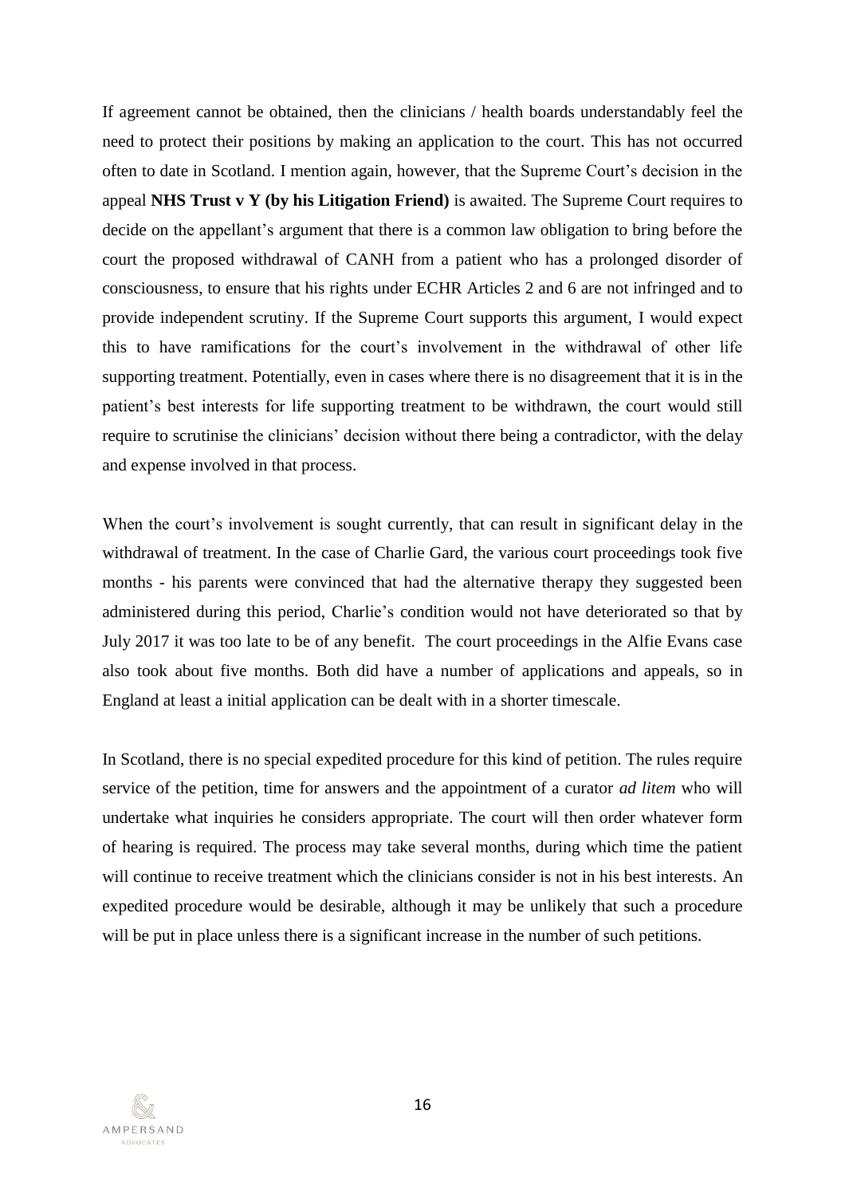If agreement cannot be obtained, then the clinicians / health boards understandably feel the need to protect their positions by making an application to the court. This has not occurred often to date in Scotland. I mention again, however, that the Supreme Court's decision in the appeal **NHS Trust v Y (by his Litigation Friend)** is awaited. The Supreme Court requires to decide on the appellant's argument that there is a common law obligation to bring before the court the proposed withdrawal of CANH from a patient who has a prolonged disorder of consciousness, to ensure that his rights under ECHR Articles 2 and 6 are not infringed and to provide independent scrutiny. If the Supreme Court supports this argument, I would expect this to have ramifications for the court's involvement in the withdrawal of other life supporting treatment. Potentially, even in cases where there is no disagreement that it is in the patient's best interests for life supporting treatment to be withdrawn, the court would still require to scrutinise the clinicians' decision without there being a contradictor, with the delay and expense involved in that process.

When the court's involvement is sought currently, that can result in significant delay in the withdrawal of treatment. In the case of Charlie Gard, the various court proceedings took five months - his parents were convinced that had the alternative therapy they suggested been administered during this period, Charlie's condition would not have deteriorated so that by July 2017 it was too late to be of any benefit. The court proceedings in the Alfie Evans case also took about five months. Both did have a number of applications and appeals, so in England at least a initial application can be dealt with in a shorter timescale.

In Scotland, there is no special expedited procedure for this kind of petition. The rules require service of the petition, time for answers and the appointment of a curator *ad litem* who will undertake what inquiries he considers appropriate. The court will then order whatever form of hearing is required. The process may take several months, during which time the patient will continue to receive treatment which the clinicians consider is not in his best interests. An expedited procedure would be desirable, although it may be unlikely that such a procedure will be put in place unless there is a significant increase in the number of such petitions.